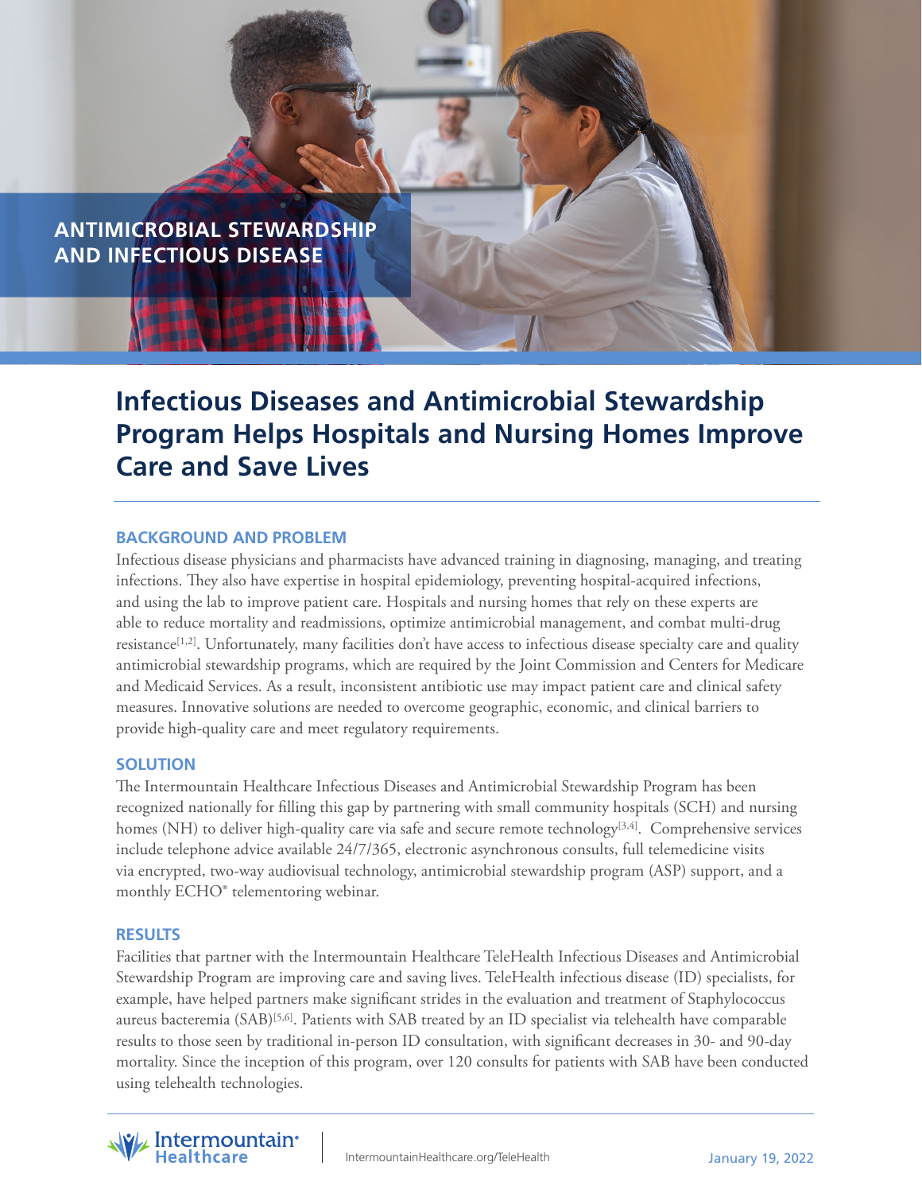ANTIMICROBIAL STEWARDSHIP AND INFECTIOUS DISEASE

# Infectious Diseases and Antimicrobial Stewardship Program Helps Hospitals and Nursing Homes Improve Care and Save Lives

## BACKGROUND AND PROBLEM

Infectious disease physicians and pharmacists have advanced training in diagnosing, managing, and treating infections. They also have expertise in hospital epidemiology, preventing hospital-acquired infections, and using the lab to improve patient care. Hospitals and nursing homes that rely on these experts are able to reduce mortality and readmissions, optimize antimicrobial management, and combat multi-drug resistance[1,2]. Unfortunately, many facilities don't have access to infectious disease specialty care and quality antimicrobial stewardship programs, which are required by the Joint Commission and Centers for Medicare and Medicaid Services. As a result, inconsistent antibiotic use may impact patient care and clinical safety measures. Innovative solutions are needed to overcome geographic, economic, and clinical barriers to provide high-quality care and meet regulatory requirements.

## SOLUTION

The Intermountain Healthcare Infectious Diseases and Antimicrobial Stewardship Program has been recognized nationally for filling this gap by partnering with small community hospitals (SCH) and nursing homes (NH) to deliver high-quality care via safe and secure remote technology[3,4]. Comprehensive services include telephone advice available 24/7/365, electronic asynchronous consults, full telemedicine visits via encrypted, two-way audiovisual technology, antimicrobial stewardship program (ASP) support, and a monthly ECHO® telementoring webinar.

## RESULTS

Facilities that partner with the Intermountain Healthcare TeleHealth Infectious Diseases and Antimicrobial Stewardship Program are improving care and saving lives. TeleHealth infectious disease (ID) specialists, for example, have helped partners make significant strides in the evaluation and treatment of Staphylococcus aureus bacteremia (SAB)[5,6]. Patients with SAB treated by an ID specialist via telehealth have comparable results to those seen by traditional in-person ID consultation, with significant decreases in 30- and 90-day mortality. Since the inception of this program, over 120 consults for patients with SAB have been conducted using telehealth technologies.

Intermountain Healthcare | IntermountainHealthcare.org/TeleHealth | January 19, 2022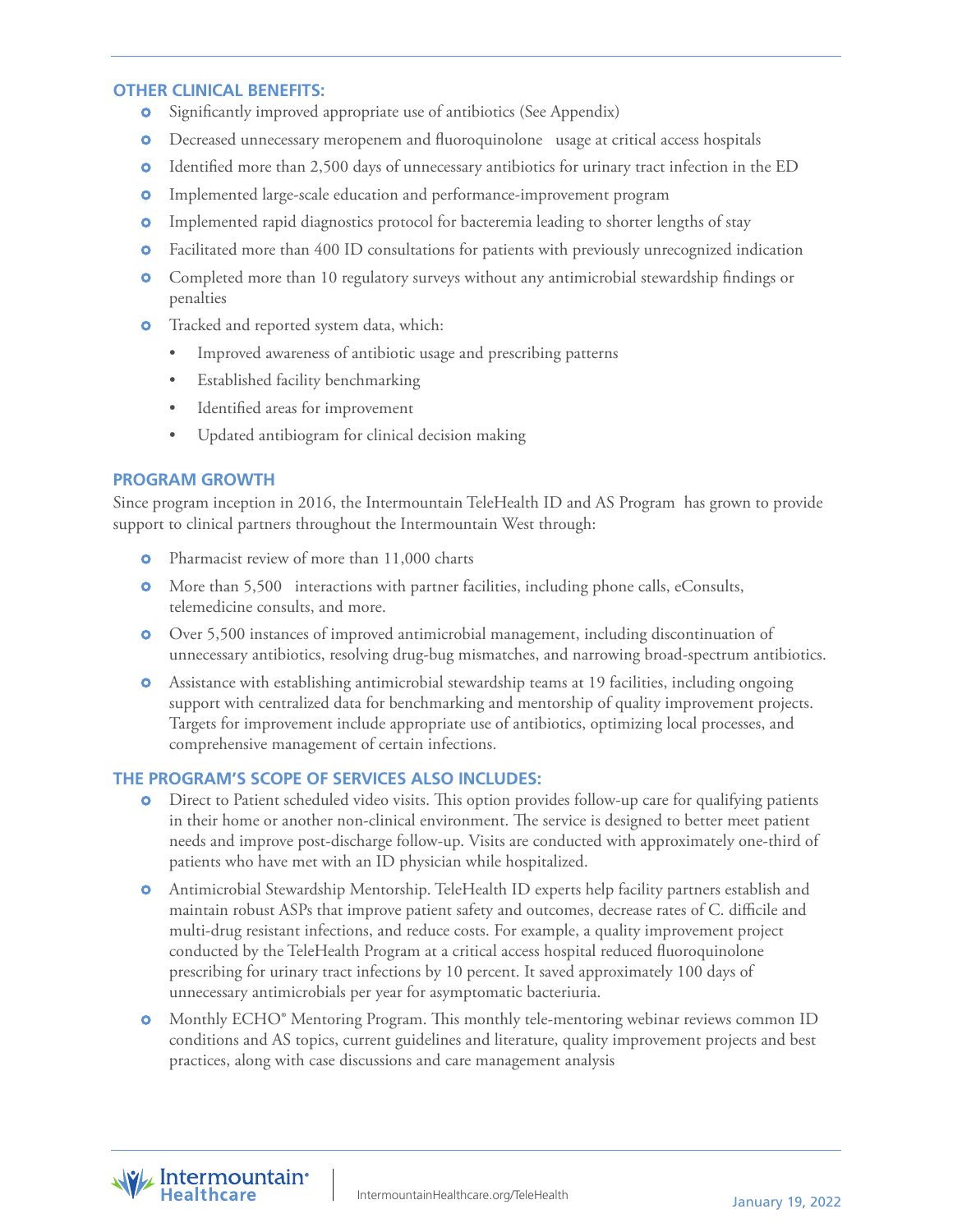### OTHER CLINICAL BENEFITS:

- Significantly improved appropriate use of antibiotics (See Appendix)
- Decreased unnecessary meropenem and fluoroquinolone usage at critical access hospitals
- Identified more than 2,500 days of unnecessary antibiotics for urinary tract infection in the ED
- Implemented large-scale education and performance-improvement program
- Implemented rapid diagnostics protocol for bacteremia leading to shorter lengths of stay
- Facilitated more than 400 ID consultations for patients with previously unrecognized indication
- Completed more than 10 regulatory surveys without any antimicrobial stewardship findings or penalties
- Tracked and reported system data, which:
  - Improved awareness of antibiotic usage and prescribing patterns
  - Established facility benchmarking
  - Identified areas for improvement
  - Updated antibiogram for clinical decision making

### PROGRAM GROWTH

Since program inception in 2016, the Intermountain TeleHealth ID and AS Program has grown to provide support to clinical partners throughout the Intermountain West through:

- Pharmacist review of more than 11,000 charts
- More than 5,500 interactions with partner facilities, including phone calls, eConsults, telemedicine consults, and more.
- Over 5,500 instances of improved antimicrobial management, including discontinuation of unnecessary antibiotics, resolving drug-bug mismatches, and narrowing broad-spectrum antibiotics.
- Assistance with establishing antimicrobial stewardship teams at 19 facilities, including ongoing support with centralized data for benchmarking and mentorship of quality improvement projects. Targets for improvement include appropriate use of antibiotics, optimizing local processes, and comprehensive management of certain infections.

### THE PROGRAM'S SCOPE OF SERVICES ALSO INCLUDES:

- Direct to Patient scheduled video visits. This option provides follow-up care for qualifying patients in their home or another non-clinical environment. The service is designed to better meet patient needs and improve post-discharge follow-up. Visits are conducted with approximately one-third of patients who have met with an ID physician while hospitalized.
- Antimicrobial Stewardship Mentorship. TeleHealth ID experts help facility partners establish and maintain robust ASPs that improve patient safety and outcomes, decrease rates of C. difficile and multi-drug resistant infections, and reduce costs. For example, a quality improvement project conducted by the TeleHealth Program at a critical access hospital reduced fluoroquinolone prescribing for urinary tract infections by 10 percent. It saved approximately 100 days of unnecessary antimicrobials per year for asymptomatic bacteriuria.
- Monthly ECHO® Mentoring Program. This monthly tele-mentoring webinar reviews common ID conditions and AS topics, current guidelines and literature, quality improvement projects and best practices, along with case discussions and care management analysis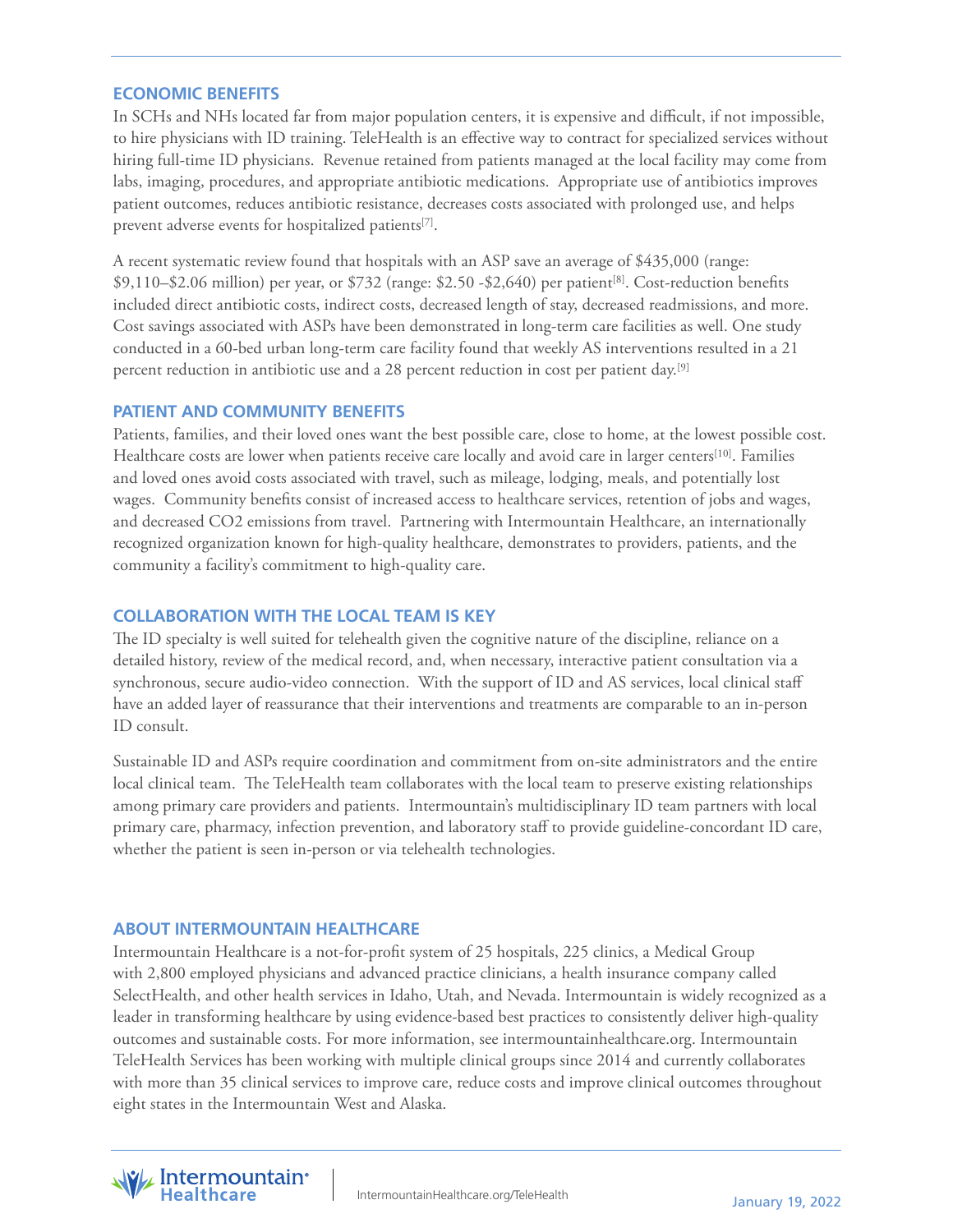## ECONOMIC BENEFITS

In SCHs and NHs located far from major population centers, it is expensive and difficult, if not impossible, to hire physicians with ID training. TeleHealth is an effective way to contract for specialized services without hiring full-time ID physicians. Revenue retained from patients managed at the local facility may come from labs, imaging, procedures, and appropriate antibiotic medications. Appropriate use of antibiotics improves patient outcomes, reduces antibiotic resistance, decreases costs associated with prolonged use, and helps prevent adverse events for hospitalized patients[7].

A recent systematic review found that hospitals with an ASP save an average of $435,000 (range: $9,110–$2.06 million) per year, or $732 (range: $2.50 -$2,640) per patient[8]. Cost-reduction benefits included direct antibiotic costs, indirect costs, decreased length of stay, decreased readmissions, and more. Cost savings associated with ASPs have been demonstrated in long-term care facilities as well. One study conducted in a 60-bed urban long-term care facility found that weekly AS interventions resulted in a 21 percent reduction in antibiotic use and a 28 percent reduction in cost per patient day.[9]

## PATIENT AND COMMUNITY BENEFITS

Patients, families, and their loved ones want the best possible care, close to home, at the lowest possible cost. Healthcare costs are lower when patients receive care locally and avoid care in larger centers[10]. Families and loved ones avoid costs associated with travel, such as mileage, lodging, meals, and potentially lost wages. Community benefits consist of increased access to healthcare services, retention of jobs and wages, and decreased $CO_2$ emissions from travel. Partnering with Intermountain Healthcare, an internationally recognized organization known for high-quality healthcare, demonstrates to providers, patients, and the community a facility's commitment to high-quality care.

## COLLABORATION WITH THE LOCAL TEAM IS KEY

The ID specialty is well suited for telehealth given the cognitive nature of the discipline, reliance on a detailed history, review of the medical record, and, when necessary, interactive patient consultation via a synchronous, secure audio-video connection. With the support of ID and AS services, local clinical staff have an added layer of reassurance that their interventions and treatments are comparable to an in-person ID consult.

Sustainable ID and ASPs require coordination and commitment from on-site administrators and the entire local clinical team. The TeleHealth team collaborates with the local team to preserve existing relationships among primary care providers and patients. Intermountain's multidisciplinary ID team partners with local primary care, pharmacy, infection prevention, and laboratory staff to provide guideline-concordant ID care, whether the patient is seen in-person or via telehealth technologies.

## ABOUT INTERMOUNTAIN HEALTHCARE

Intermountain Healthcare is a not-for-profit system of 25 hospitals, 225 clinics, a Medical Group with 2,800 employed physicians and advanced practice clinicians, a health insurance company called SelectHealth, and other health services in Idaho, Utah, and Nevada. Intermountain is widely recognized as a leader in transforming healthcare by using evidence-based best practices to consistently deliver high-quality outcomes and sustainable costs. For more information, see intermountainhealthcare.org. Intermountain TeleHealth Services has been working with multiple clinical groups since 2014 and currently collaborates with more than 35 clinical services to improve care, reduce costs and improve clinical outcomes throughout eight states in the Intermountain West and Alaska.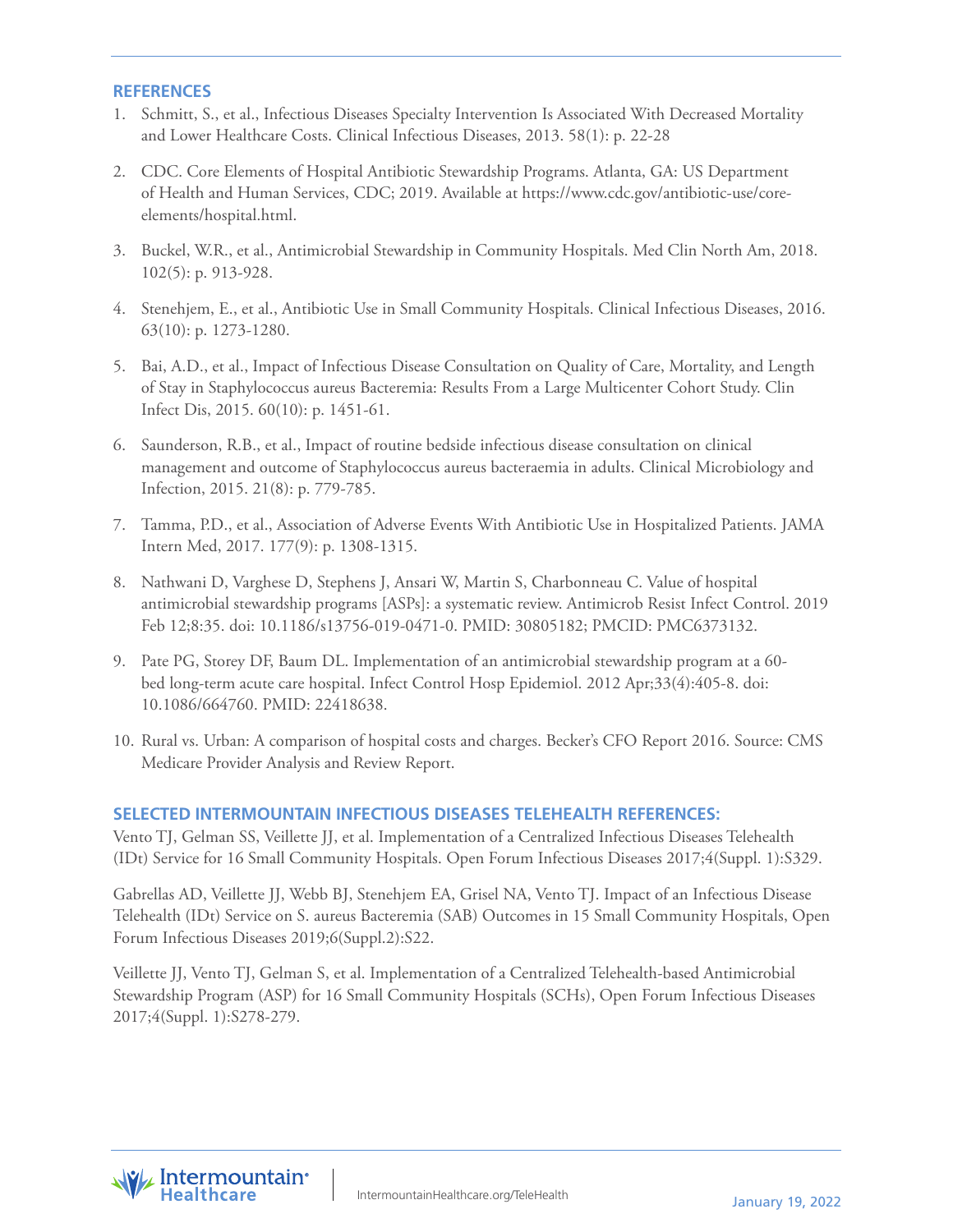## REFERENCES

1. Schmitt, S., et al., Infectious Diseases Specialty Intervention Is Associated With Decreased Mortality and Lower Healthcare Costs. Clinical Infectious Diseases, 2013. 58(1): p. 22-28

2. CDC. Core Elements of Hospital Antibiotic Stewardship Programs. Atlanta, GA: US Department of Health and Human Services, CDC; 2019. Available at https://www.cdc.gov/antibiotic-use/core-elements/hospital.html.

3. Buckel, W.R., et al., Antimicrobial Stewardship in Community Hospitals. Med Clin North Am, 2018. 102(5): p. 913-928.

4. Stenehjem, E., et al., Antibiotic Use in Small Community Hospitals. Clinical Infectious Diseases, 2016. 63(10): p. 1273-1280.

5. Bai, A.D., et al., Impact of Infectious Disease Consultation on Quality of Care, Mortality, and Length of Stay in Staphylococcus aureus Bacteremia: Results From a Large Multicenter Cohort Study. Clin Infect Dis, 2015. 60(10): p. 1451-61.

6. Saunderson, R.B., et al., Impact of routine bedside infectious disease consultation on clinical management and outcome of Staphylococcus aureus bacteraemia in adults. Clinical Microbiology and Infection, 2015. 21(8): p. 779-785.

7. Tamma, P.D., et al., Association of Adverse Events With Antibiotic Use in Hospitalized Patients. JAMA Intern Med, 2017. 177(9): p. 1308-1315.

8. Nathwani D, Varghese D, Stephens J, Ansari W, Martin S, Charbonneau C. Value of hospital antimicrobial stewardship programs [ASPs]: a systematic review. Antimicrob Resist Infect Control. 2019 Feb 12;8:35. doi: 10.1186/s13756-019-0471-0. PMID: 30805182; PMCID: PMC6373132.

9. Pate PG, Storey DF, Baum DL. Implementation of an antimicrobial stewardship program at a 60-bed long-term acute care hospital. Infect Control Hosp Epidemiol. 2012 Apr;33(4):405-8. doi: 10.1086/664760. PMID: 22418638.

10. Rural vs. Urban: A comparison of hospital costs and charges. Becker's CFO Report 2016. Source: CMS Medicare Provider Analysis and Review Report.

## SELECTED INTERMOUNTAIN INFECTIOUS DISEASES TELEHEALTH REFERENCES:

Vento TJ, Gelman SS, Veillette JJ, et al. Implementation of a Centralized Infectious Diseases Telehealth (IDt) Service for 16 Small Community Hospitals. Open Forum Infectious Diseases 2017;4(Suppl. 1):S329.

Gabrellas AD, Veillette JJ, Webb BJ, Stenehjem EA, Grisel NA, Vento TJ. Impact of an Infectious Disease Telehealth (IDt) Service on S. aureus Bacteremia (SAB) Outcomes in 15 Small Community Hospitals, Open Forum Infectious Diseases 2019;6(Suppl.2):S22.

Veillette JJ, Vento TJ, Gelman S, et al. Implementation of a Centralized Telehealth-based Antimicrobial Stewardship Program (ASP) for 16 Small Community Hospitals (SCHs), Open Forum Infectious Diseases 2017;4(Suppl. 1):S278-279.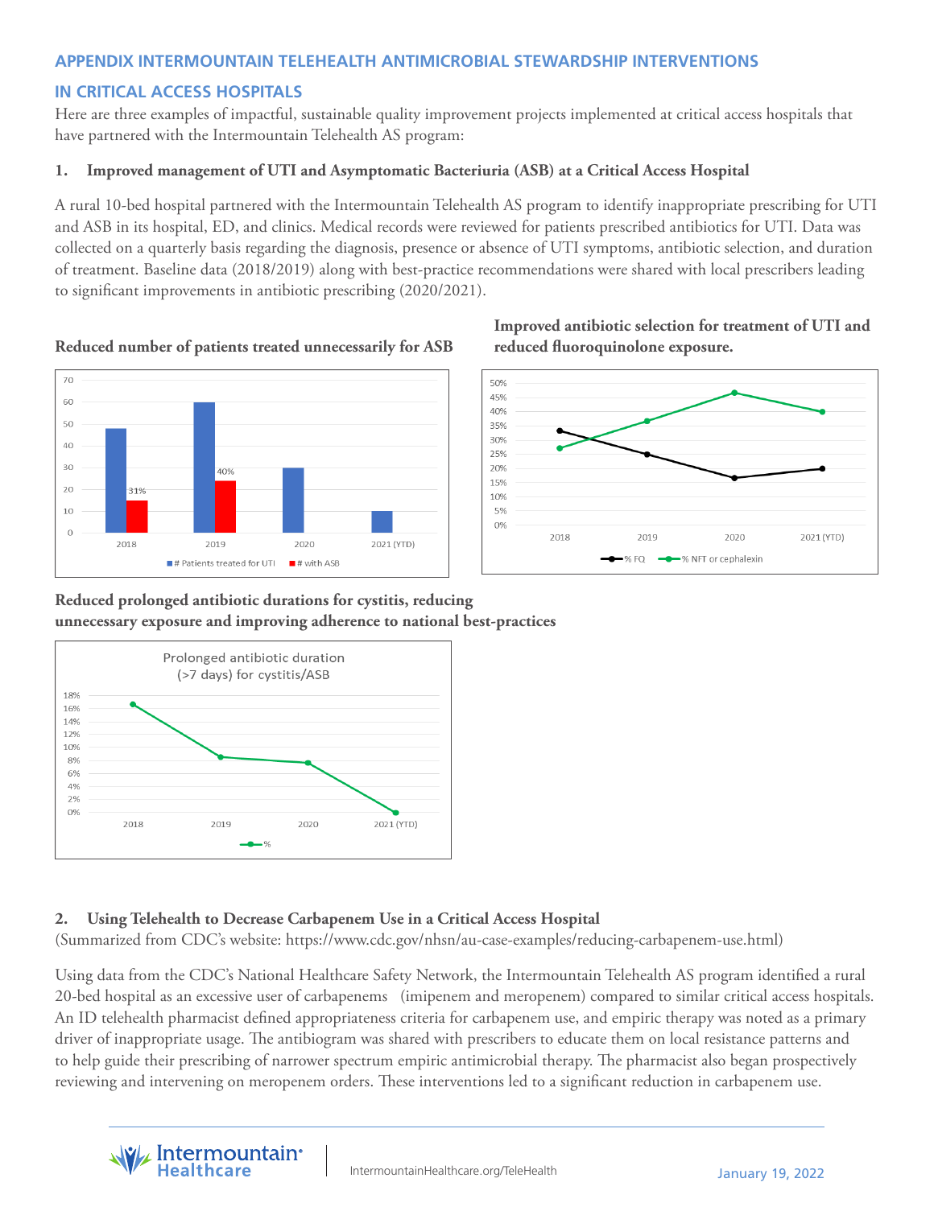## APPENDIX INTERMOUNTAIN TELEHEALTH ANTIMICROBIAL STEWARDSHIP INTERVENTIONS IN CRITICAL ACCESS HOSPITALS

Here are three examples of impactful, sustainable quality improvement projects implemented at critical access hospitals that have partnered with the Intermountain Telehealth AS program:

### 1. Improved management of UTI and Asymptomatic Bacteriuria (ASB) at a Critical Access Hospital

A rural 10-bed hospital partnered with the Intermountain Telehealth AS program to identify inappropriate prescribing for UTI and ASB in its hospital, ED, and clinics. Medical records were reviewed for patients prescribed antibiotics for UTI. Data was collected on a quarterly basis regarding the diagnosis, presence or absence of UTI symptoms, antibiotic selection, and duration of treatment. Baseline data (2018/2019) along with best-practice recommendations were shared with local prescribers leading to significant improvements in antibiotic prescribing (2020/2021).

**Reduced number of patients treated unnecessarily for ASB**

| | # Patients treated for UTI | # with ASB |
|---|---|---|
| 2018 | 48 | 15 (31%) |
| 2019 | 60 | 24 (40%) |
| 2020 | 30 | |
| 2021 (YTD) | 10 | |

**Improved antibiotic selection for treatment of UTI and reduced fluoroquinolone exposure.**

| | % FQ | % NFT or cephalexin |
|---|---|---|
| 2018 | ~33% | ~27% |
| 2019 | ~25% | ~37% |
| 2020 | ~17% | ~47% |
| 2021 (YTD) | ~20% | ~40% |

**Reduced prolonged antibiotic durations for cystitis, reducing unnecessary exposure and improving adherence to national best-practices**

Prolonged antibiotic duration (>7 days) for cystitis/ASB

| | % |
|---|---|
| 2018 | ~16.7% |
| 2019 | ~8.5% |
| 2020 | ~7.7% |
| 2021 (YTD) | 0% |

### 2. Using Telehealth to Decrease Carbapenem Use in a Critical Access Hospital

(Summarized from CDC's website: https://www.cdc.gov/nhsn/au-case-examples/reducing-carbapenem-use.html)

Using data from the CDC's National Healthcare Safety Network, the Intermountain Telehealth AS program identified a rural 20-bed hospital as an excessive user of carbapenems (imipenem and meropenem) compared to similar critical access hospitals. An ID telehealth pharmacist defined appropriateness criteria for carbapenem use, and empiric therapy was noted as a primary driver of inappropriate usage. The antibiogram was shared with prescribers to educate them on local resistance patterns and to help guide their prescribing of narrower spectrum empiric antimicrobial therapy. The pharmacist also began prospectively reviewing and intervening on meropenem orders. These interventions led to a significant reduction in carbapenem use.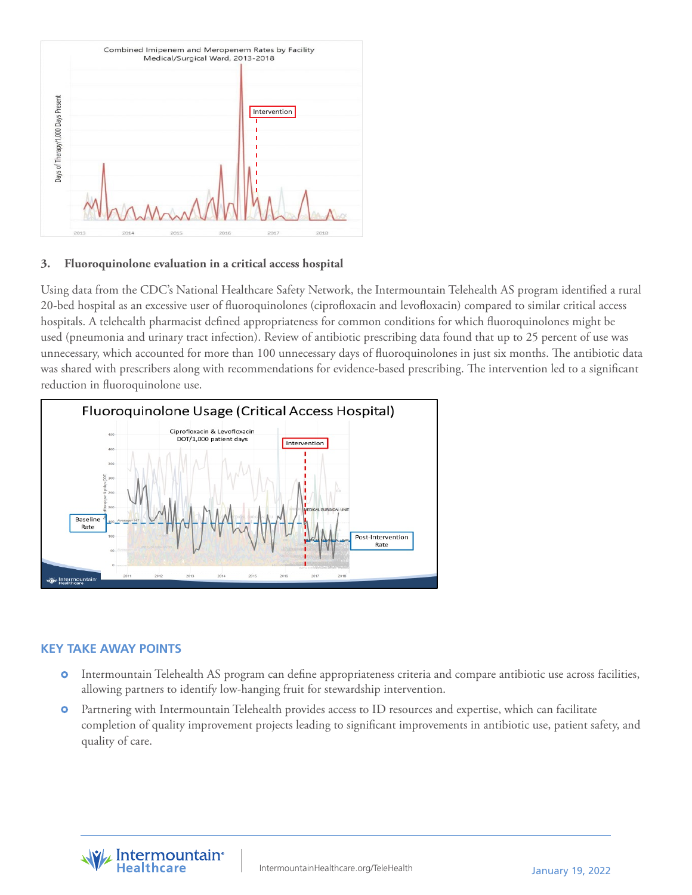Combined Imipenem and Meropenem Rates by Facility
Medical/Surgical Ward, 2013-2018

Days of Therapy/1,000 Days Present

Intervention

2013
2014
2015
2016
2017
2018

### 3. Fluoroquinolone evaluation in a critical access hospital

Using data from the CDC's National Healthcare Safety Network, the Intermountain Telehealth AS program identified a rural 20-bed hospital as an excessive user of fluoroquinolones (ciprofloxacin and levofloxacin) compared to similar critical access hospitals. A telehealth pharmacist defined appropriateness for common conditions for which fluoroquinolones might be used (pneumonia and urinary tract infection). Review of antibiotic prescribing data found that up to 25 percent of use was unnecessary, which accounted for more than 100 unnecessary days of fluoroquinolones in just six months. The antibiotic data was shared with prescribers along with recommendations for evidence-based prescribing. The intervention led to a significant reduction in fluoroquinolone use.

Fluoroquinolone Usage (Critical Access Hospital)

Ciprofloxacin & Levofloxacin
DOT/1,000 patient days

Intervention

Baseline Rate

Average=147

Post-Intervention Rate

MEDICAL SURGICAL UNIT

2011
2012
2013
2014
2015
2016
2017
2018

## KEY TAKE AWAY POINTS

- Intermountain Telehealth AS program can define appropriateness criteria and compare antibiotic use across facilities, allowing partners to identify low-hanging fruit for stewardship intervention.
- Partnering with Intermountain Telehealth provides access to ID resources and expertise, which can facilitate completion of quality improvement projects leading to significant improvements in antibiotic use, patient safety, and quality of care.